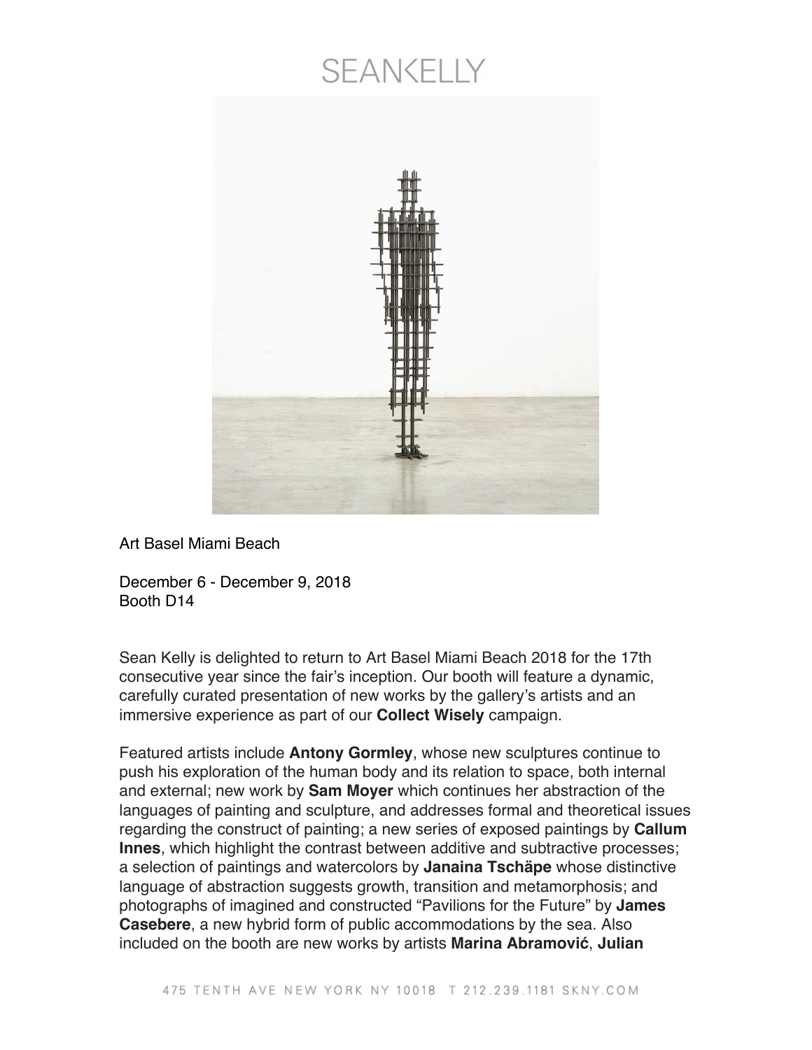SEANKELLY

Art Basel Miami Beach

December 6 - December 9, 2018
Booth D14

Sean Kelly is delighted to return to Art Basel Miami Beach 2018 for the 17th consecutive year since the fair's inception. Our booth will feature a dynamic, carefully curated presentation of new works by the gallery's artists and an immersive experience as part of our **Collect Wisely** campaign.

Featured artists include **Antony Gormley**, whose new sculptures continue to push his exploration of the human body and its relation to space, both internal and external; new work by **Sam Moyer** which continues her abstraction of the languages of painting and sculpture, and addresses formal and theoretical issues regarding the construct of painting; a new series of exposed paintings by **Callum Innes**, which highlight the contrast between additive and subtractive processes; a selection of paintings and watercolors by **Janaina Tschäpe** whose distinctive language of abstraction suggests growth, transition and metamorphosis; and photographs of imagined and constructed "Pavilions for the Future" by **James Casebere**, a new hybrid form of public accommodations by the sea. Also included on the booth are new works by artists **Marina Abramović**, **Julian**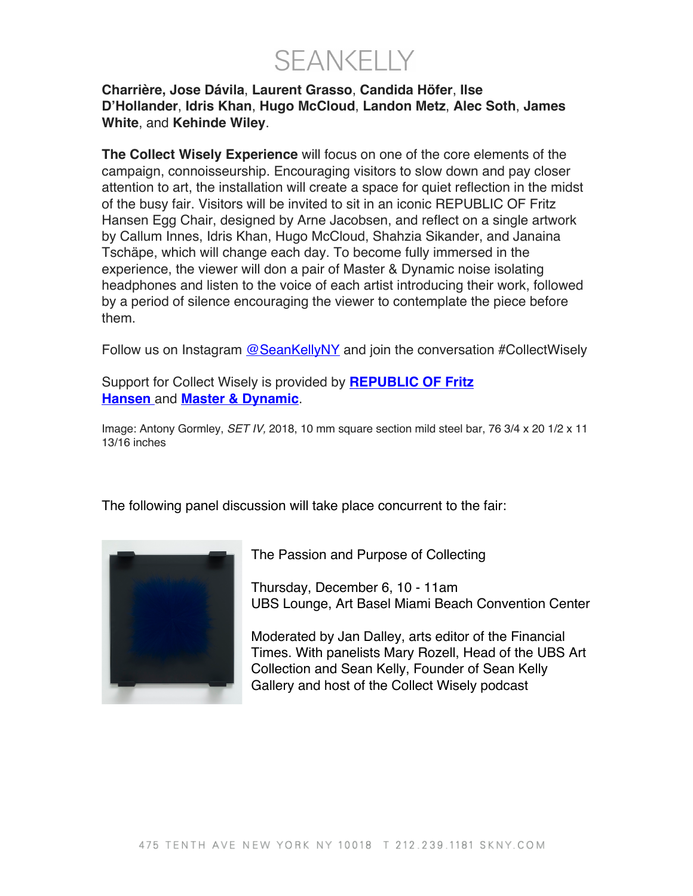**Charrière, Jose Dávila**, **Laurent Grasso**, **Candida Höfer**, **Ilse D'Hollander**, **Idris Khan**, **Hugo McCloud**, **Landon Metz**, **Alec Soth**, **James White**, and **Kehinde Wiley**.

**The Collect Wisely Experience** will focus on one of the core elements of the campaign, connoisseurship. Encouraging visitors to slow down and pay closer attention to art, the installation will create a space for quiet reflection in the midst of the busy fair. Visitors will be invited to sit in an iconic REPUBLIC OF Fritz Hansen Egg Chair, designed by Arne Jacobsen, and reflect on a single artwork by Callum Innes, Idris Khan, Hugo McCloud, Shahzia Sikander, and Janaina Tschäpe, which will change each day. To become fully immersed in the experience, the viewer will don a pair of Master & Dynamic noise isolating headphones and listen to the voice of each artist introducing their work, followed by a period of silence encouraging the viewer to contemplate the piece before them.

Follow us on Instagram @SeanKellyNY and join the conversation #CollectWisely

Support for Collect Wisely is provided by **REPUBLIC OF Fritz Hansen** and **Master & Dynamic**.

Image: Antony Gormley, *SET IV,* 2018, 10 mm square section mild steel bar, 76 3/4 x 20 1/2 x 11 13/16 inches

The following panel discussion will take place concurrent to the fair:

The Passion and Purpose of Collecting

Thursday, December 6, 10 - 11am
UBS Lounge, Art Basel Miami Beach Convention Center

Moderated by Jan Dalley, arts editor of the Financial Times. With panelists Mary Rozell, Head of the UBS Art Collection and Sean Kelly, Founder of Sean Kelly Gallery and host of the Collect Wisely podcast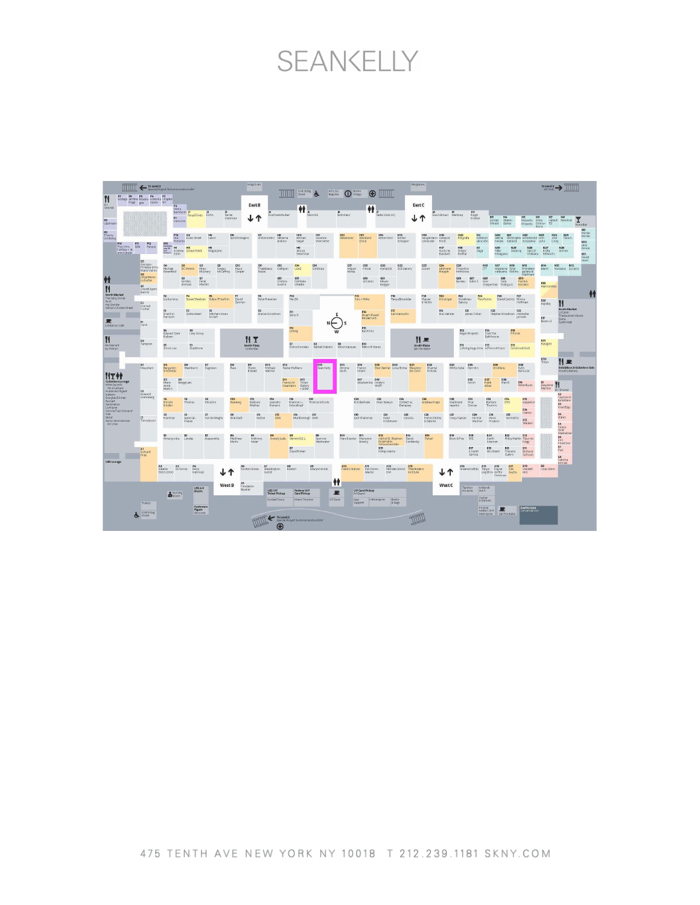SEANKELLY

475 TENTH AVE NEW YORK NY 10018 T 212.239.1181 SKNY.COM